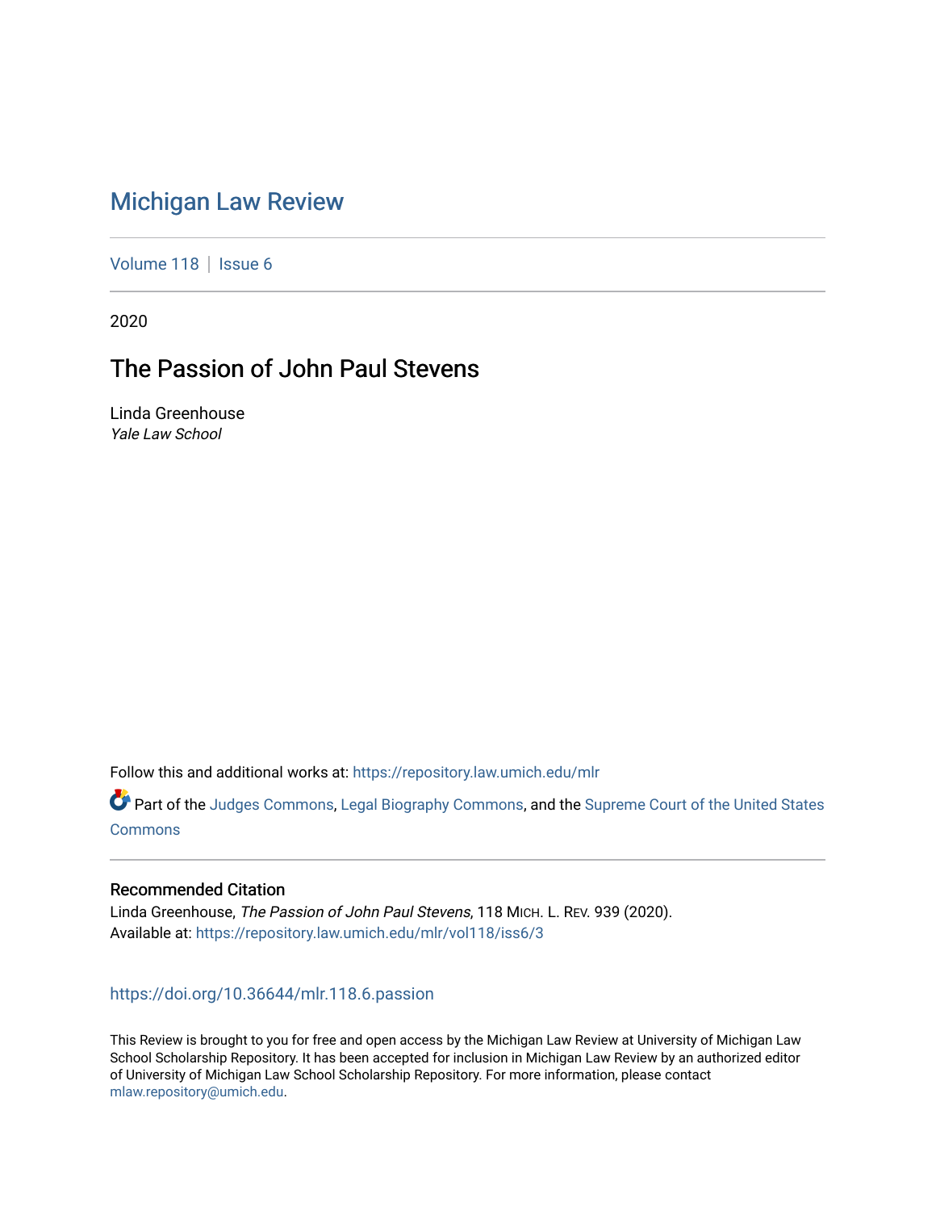# Michigan Law Review

Volume 118 | Issue 6

2020

## The Passion of John Paul Stevens

Linda Greenhouse
*Yale Law School*

Follow this and additional works at: https://repository.law.umich.edu/mlr

Part of the Judges Commons, Legal Biography Commons, and the Supreme Court of the United States Commons

### Recommended Citation

Linda Greenhouse, *The Passion of John Paul Stevens*, 118 MICH. L. REV. 939 (2020).
Available at: https://repository.law.umich.edu/mlr/vol118/iss6/3

https://doi.org/10.36644/mlr.118.6.passion

This Review is brought to you for free and open access by the Michigan Law Review at University of Michigan Law School Scholarship Repository. It has been accepted for inclusion in Michigan Law Review by an authorized editor of University of Michigan Law School Scholarship Repository. For more information, please contact mlaw.repository@umich.edu.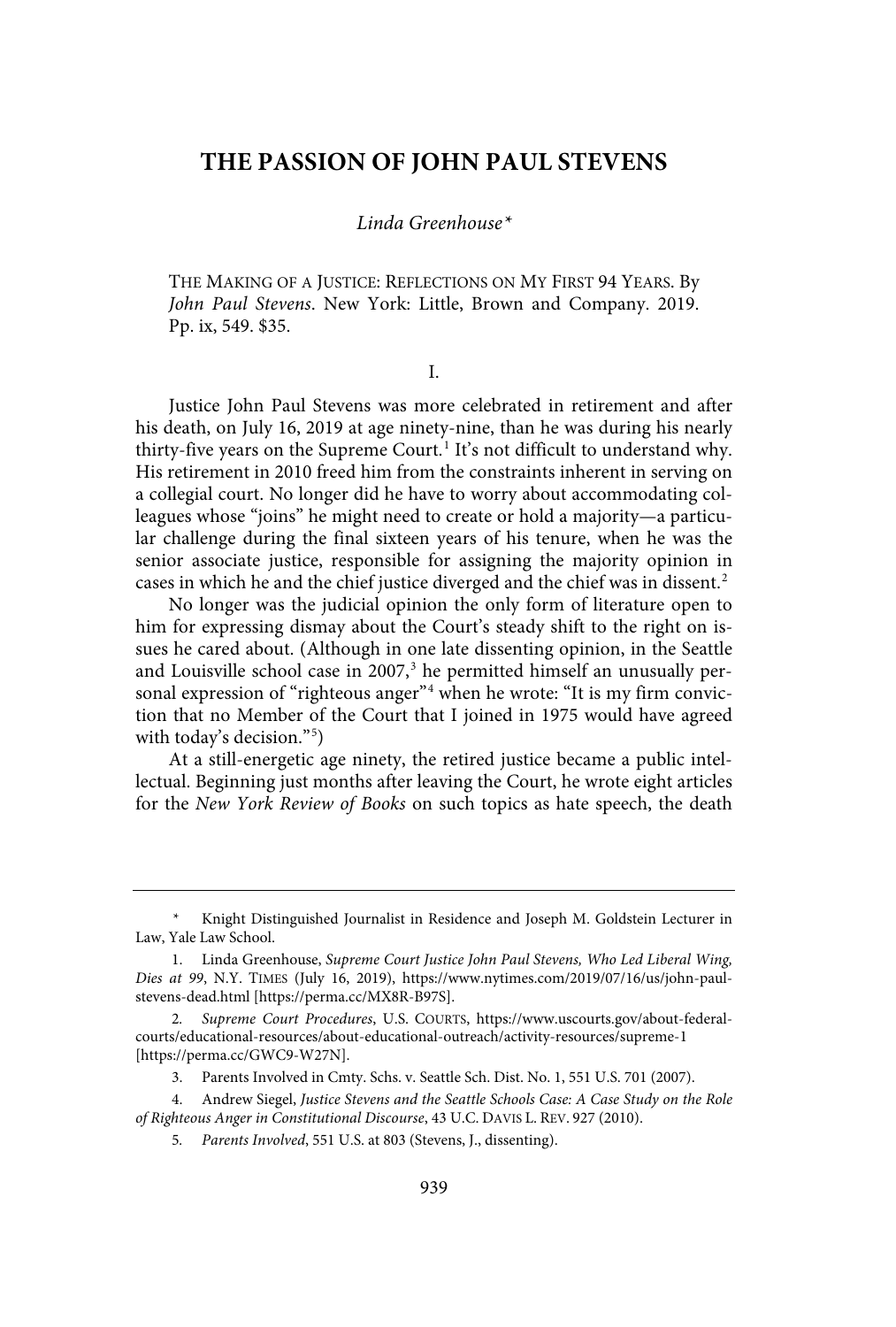# THE PASSION OF JOHN PAUL STEVENS

*Linda Greenhouse**

THE MAKING OF A JUSTICE: REFLECTIONS ON MY FIRST 94 YEARS. By *John Paul Stevens*. New York: Little, Brown and Company. 2019. Pp. ix, 549. $35.

I.

Justice John Paul Stevens was more celebrated in retirement and after his death, on July 16, 2019 at age ninety-nine, than he was during his nearly thirty-five years on the Supreme Court.[1] It's not difficult to understand why. His retirement in 2010 freed him from the constraints inherent in serving on a collegial court. No longer did he have to worry about accommodating colleagues whose "joins" he might need to create or hold a majority—a particular challenge during the final sixteen years of his tenure, when he was the senior associate justice, responsible for assigning the majority opinion in cases in which he and the chief justice diverged and the chief was in dissent.[2]

No longer was the judicial opinion the only form of literature open to him for expressing dismay about the Court's steady shift to the right on issues he cared about. (Although in one late dissenting opinion, in the Seattle and Louisville school case in 2007,[3] he permitted himself an unusually personal expression of "righteous anger"[4] when he wrote: "It is my firm conviction that no Member of the Court that I joined in 1975 would have agreed with today's decision."[5])

At a still-energetic age ninety, the retired justice became a public intellectual. Beginning just months after leaving the Court, he wrote eight articles for the *New York Review of Books* on such topics as hate speech, the death

---

\* Knight Distinguished Journalist in Residence and Joseph M. Goldstein Lecturer in Law, Yale Law School.

1. Linda Greenhouse, *Supreme Court Justice John Paul Stevens, Who Led Liberal Wing, Dies at 99*, N.Y. TIMES (July 16, 2019), https://www.nytimes.com/2019/07/16/us/john-paul-stevens-dead.html [https://perma.cc/MX8R-B97S].

2. *Supreme Court Procedures*, U.S. COURTS, https://www.uscourts.gov/about-federal-courts/educational-resources/about-educational-outreach/activity-resources/supreme-1 [https://perma.cc/GWC9-W27N].

3. Parents Involved in Cmty. Schs. v. Seattle Sch. Dist. No. 1, 551 U.S. 701 (2007).

4. Andrew Siegel, *Justice Stevens and the Seattle Schools Case: A Case Study on the Role of Righteous Anger in Constitutional Discourse*, 43 U.C. DAVIS L. REV. 927 (2010).

5. *Parents Involved*, 551 U.S. at 803 (Stevens, J., dissenting).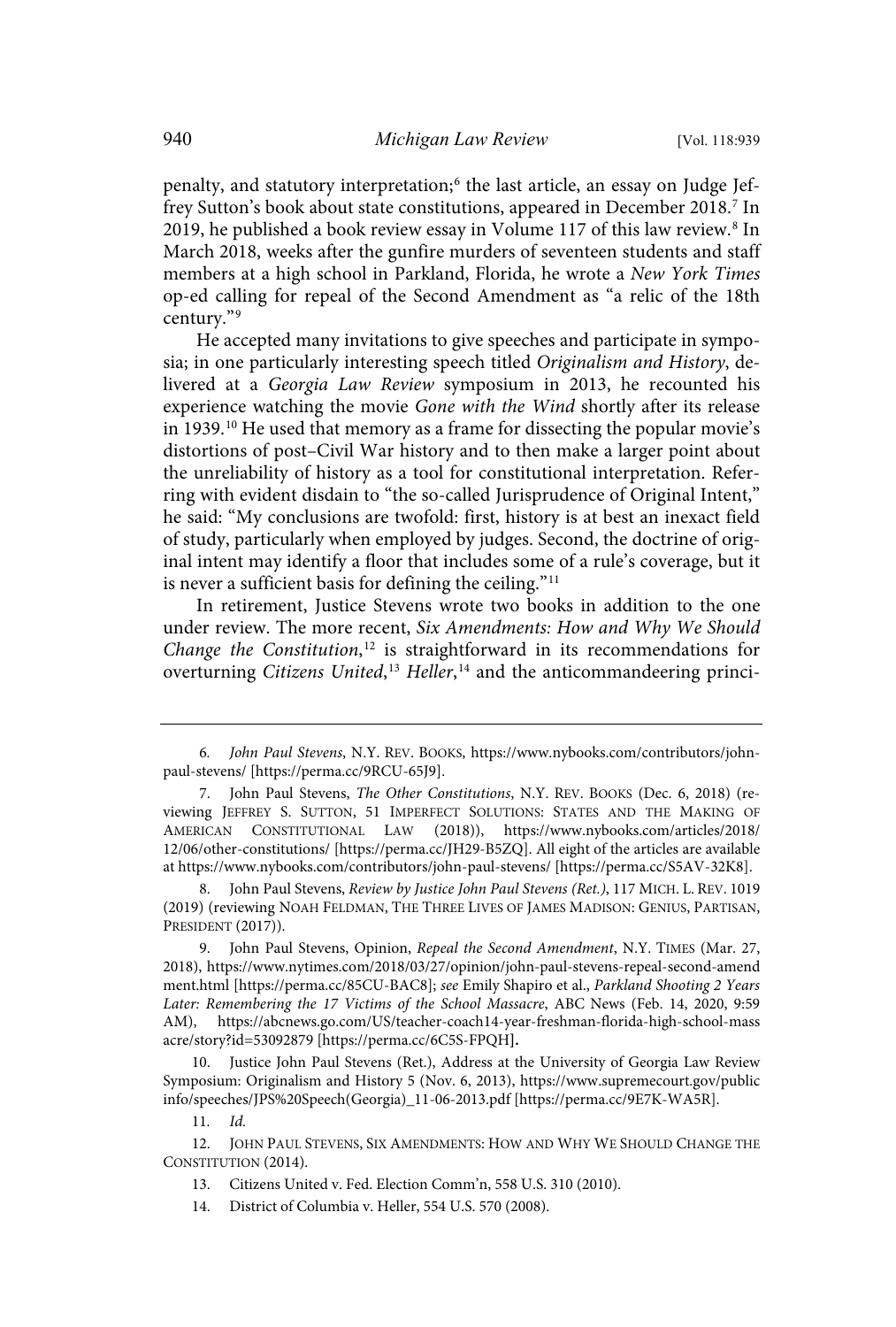penalty, and statutory interpretation;[6] the last article, an essay on Judge Jeffrey Sutton's book about state constitutions, appeared in December 2018.[7] In 2019, he published a book review essay in Volume 117 of this law review.[8] In March 2018, weeks after the gunfire murders of seventeen students and staff members at a high school in Parkland, Florida, he wrote a *New York Times* op-ed calling for repeal of the Second Amendment as "a relic of the 18th century."[9]

He accepted many invitations to give speeches and participate in symposia; in one particularly interesting speech titled *Originalism and History*, delivered at a *Georgia Law Review* symposium in 2013, he recounted his experience watching the movie *Gone with the Wind* shortly after its release in 1939.[10] He used that memory as a frame for dissecting the popular movie's distortions of post–Civil War history and to then make a larger point about the unreliability of history as a tool for constitutional interpretation. Referring with evident disdain to "the so-called Jurisprudence of Original Intent," he said: "My conclusions are twofold: first, history is at best an inexact field of study, particularly when employed by judges. Second, the doctrine of original intent may identify a floor that includes some of a rule's coverage, but it is never a sufficient basis for defining the ceiling."[11]

In retirement, Justice Stevens wrote two books in addition to the one under review. The more recent, *Six Amendments: How and Why We Should Change the Constitution*,[12] is straightforward in its recommendations for overturning *Citizens United*,[13] *Heller*,[14] and the anticommandeering princi-

---

6. *John Paul Stevens*, N.Y. REV. BOOKS, https://www.nybooks.com/contributors/john-paul-stevens/ [https://perma.cc/9RCU-65J9].

7. John Paul Stevens, *The Other Constitutions*, N.Y. REV. BOOKS (Dec. 6, 2018) (reviewing JEFFREY S. SUTTON, 51 IMPERFECT SOLUTIONS: STATES AND THE MAKING OF AMERICAN CONSTITUTIONAL LAW (2018)), https://www.nybooks.com/articles/2018/12/06/other-constitutions/ [https://perma.cc/JH29-B5ZQ]. All eight of the articles are available at https://www.nybooks.com/contributors/john-paul-stevens/ [https://perma.cc/S5AV-32K8].

8. John Paul Stevens, *Review by Justice John Paul Stevens (Ret.)*, 117 MICH. L. REV. 1019 (2019) (reviewing NOAH FELDMAN, THE THREE LIVES OF JAMES MADISON: GENIUS, PARTISAN, PRESIDENT (2017)).

9. John Paul Stevens, Opinion, *Repeal the Second Amendment*, N.Y. TIMES (Mar. 27, 2018), https://www.nytimes.com/2018/03/27/opinion/john-paul-stevens-repeal-second-amendment.html [https://perma.cc/85CU-BAC8]; *see* Emily Shapiro et al., *Parkland Shooting 2 Years Later: Remembering the 17 Victims of the School Massacre*, ABC News (Feb. 14, 2020, 9:59 AM), https://abcnews.go.com/US/teacher-coach14-year-freshman-florida-high-school-massacre/story?id=53092879 [https://perma.cc/6C5S-FPQH].

10. Justice John Paul Stevens (Ret.), Address at the University of Georgia Law Review Symposium: Originalism and History 5 (Nov. 6, 2013), https://www.supremecourt.gov/publicinfo/speeches/JPS%20Speech(Georgia)_11-06-2013.pdf [https://perma.cc/9E7K-WA5R].

11. *Id.*

12. JOHN PAUL STEVENS, SIX AMENDMENTS: HOW AND WHY WE SHOULD CHANGE THE CONSTITUTION (2014).

13. Citizens United v. Fed. Election Comm'n, 558 U.S. 310 (2010).

14. District of Columbia v. Heller, 554 U.S. 570 (2008).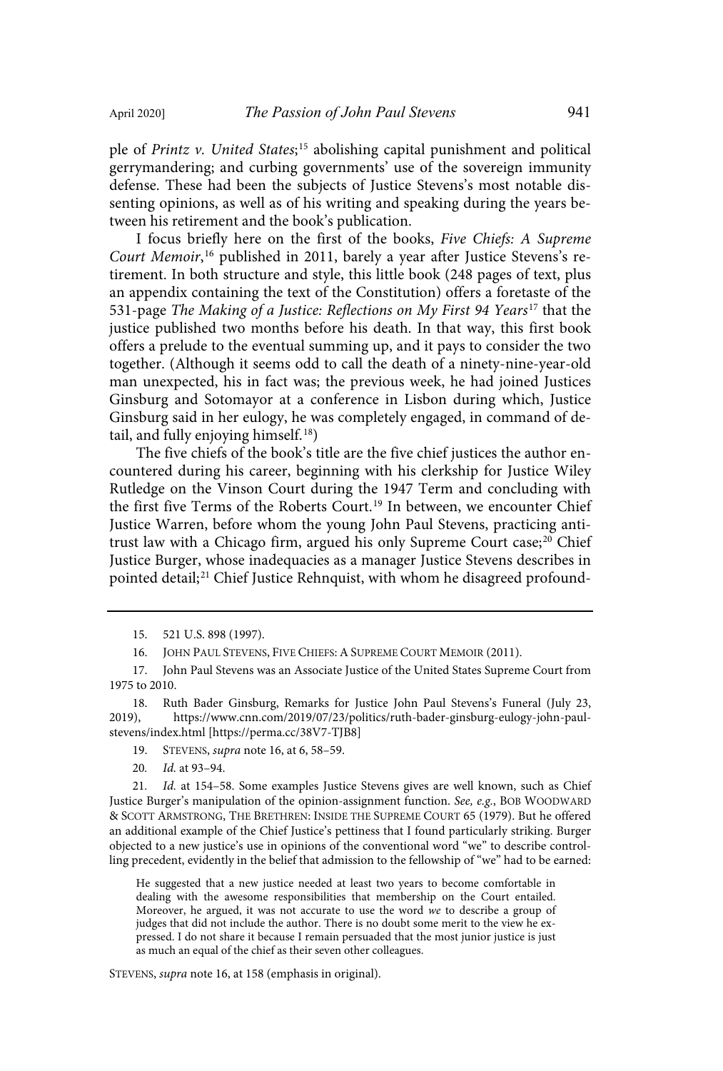ple of *Printz v. United States*;[15] abolishing capital punishment and political gerrymandering; and curbing governments' use of the sovereign immunity defense. These had been the subjects of Justice Stevens's most notable dissenting opinions, as well as of his writing and speaking during the years between his retirement and the book's publication.

I focus briefly here on the first of the books, *Five Chiefs: A Supreme Court Memoir*,[16] published in 2011, barely a year after Justice Stevens's retirement. In both structure and style, this little book (248 pages of text, plus an appendix containing the text of the Constitution) offers a foretaste of the 531-page *The Making of a Justice: Reflections on My First 94 Years*[17] that the justice published two months before his death. In that way, this first book offers a prelude to the eventual summing up, and it pays to consider the two together. (Although it seems odd to call the death of a ninety-nine-year-old man unexpected, his in fact was; the previous week, he had joined Justices Ginsburg and Sotomayor at a conference in Lisbon during which, Justice Ginsburg said in her eulogy, he was completely engaged, in command of detail, and fully enjoying himself.[18])

The five chiefs of the book's title are the five chief justices the author encountered during his career, beginning with his clerkship for Justice Wiley Rutledge on the Vinson Court during the 1947 Term and concluding with the first five Terms of the Roberts Court.[19] In between, we encounter Chief Justice Warren, before whom the young John Paul Stevens, practicing antitrust law with a Chicago firm, argued his only Supreme Court case;[20] Chief Justice Burger, whose inadequacies as a manager Justice Stevens describes in pointed detail;[21] Chief Justice Rehnquist, with whom he disagreed profound-

---

15. 521 U.S. 898 (1997).

16. JOHN PAUL STEVENS, FIVE CHIEFS: A SUPREME COURT MEMOIR (2011).

17. John Paul Stevens was an Associate Justice of the United States Supreme Court from 1975 to 2010.

18. Ruth Bader Ginsburg, Remarks for Justice John Paul Stevens's Funeral (July 23, 2019), https://www.cnn.com/2019/07/23/politics/ruth-bader-ginsburg-eulogy-john-paul-stevens/index.html [https://perma.cc/38V7-TJB8]

19. STEVENS, *supra* note 16, at 6, 58–59.

20. *Id.* at 93–94.

21. *Id.* at 154–58. Some examples Justice Stevens gives are well known, such as Chief Justice Burger's manipulation of the opinion-assignment function. *See, e.g.*, BOB WOODWARD & SCOTT ARMSTRONG, THE BRETHREN: INSIDE THE SUPREME COURT 65 (1979). But he offered an additional example of the Chief Justice's pettiness that I found particularly striking. Burger objected to a new justice's use in opinions of the conventional word "we" to describe controlling precedent, evidently in the belief that admission to the fellowship of "we" had to be earned:

> He suggested that a new justice needed at least two years to become comfortable in dealing with the awesome responsibilities that membership on the Court entailed. Moreover, he argued, it was not accurate to use the word *we* to describe a group of judges that did not include the author. There is no doubt some merit to the view he expressed. I do not share it because I remain persuaded that the most junior justice is just as much an equal of the chief as their seven other colleagues.

STEVENS, *supra* note 16, at 158 (emphasis in original).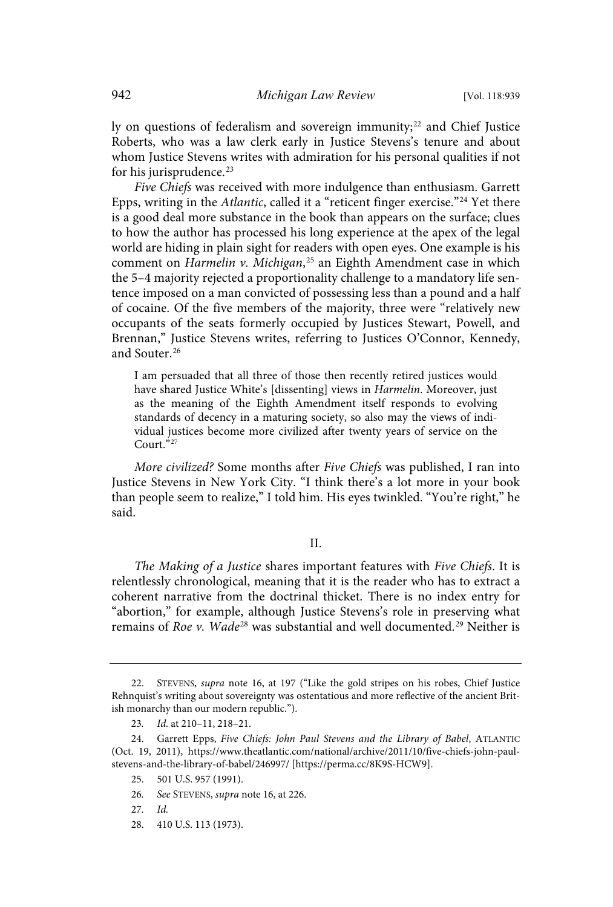ly on questions of federalism and sovereign immunity;[22] and Chief Justice Roberts, who was a law clerk early in Justice Stevens's tenure and about whom Justice Stevens writes with admiration for his personal qualities if not for his jurisprudence.[23]

*Five Chiefs* was received with more indulgence than enthusiasm. Garrett Epps, writing in the *Atlantic*, called it a "reticent finger exercise."[24] Yet there is a good deal more substance in the book than appears on the surface; clues to how the author has processed his long experience at the apex of the legal world are hiding in plain sight for readers with open eyes. One example is his comment on *Harmelin v. Michigan*,[25] an Eighth Amendment case in which the 5–4 majority rejected a proportionality challenge to a mandatory life sentence imposed on a man convicted of possessing less than a pound and a half of cocaine. Of the five members of the majority, three were "relatively new occupants of the seats formerly occupied by Justices Stewart, Powell, and Brennan," Justice Stevens writes, referring to Justices O'Connor, Kennedy, and Souter.[26]

> I am persuaded that all three of those then recently retired justices would have shared Justice White's [dissenting] views in *Harmelin*. Moreover, just as the meaning of the Eighth Amendment itself responds to evolving standards of decency in a maturing society, so also may the views of individual justices become more civilized after twenty years of service on the Court."[27]

*More civilized?* Some months after *Five Chiefs* was published, I ran into Justice Stevens in New York City. "I think there's a lot more in your book than people seem to realize," I told him. His eyes twinkled. "You're right," he said.

## II.

*The Making of a Justice* shares important features with *Five Chiefs*. It is relentlessly chronological, meaning that it is the reader who has to extract a coherent narrative from the doctrinal thicket. There is no index entry for "abortion," for example, although Justice Stevens's role in preserving what remains of *Roe v. Wade*[28] was substantial and well documented.[29] Neither is

---

22. STEVENS, *supra* note 16, at 197 ("Like the gold stripes on his robes, Chief Justice Rehnquist's writing about sovereignty was ostentatious and more reflective of the ancient British monarchy than our modern republic.").

23. *Id.* at 210–11, 218–21.

24. Garrett Epps, *Five Chiefs: John Paul Stevens and the Library of Babel*, ATLANTIC (Oct. 19, 2011), https://www.theatlantic.com/national/archive/2011/10/five-chiefs-john-paul-stevens-and-the-library-of-babel/246997/ [https://perma.cc/8K9S-HCW9].

25. 501 U.S. 957 (1991).

26. *See* STEVENS, *supra* note 16, at 226.

27. *Id.*

28. 410 U.S. 113 (1973).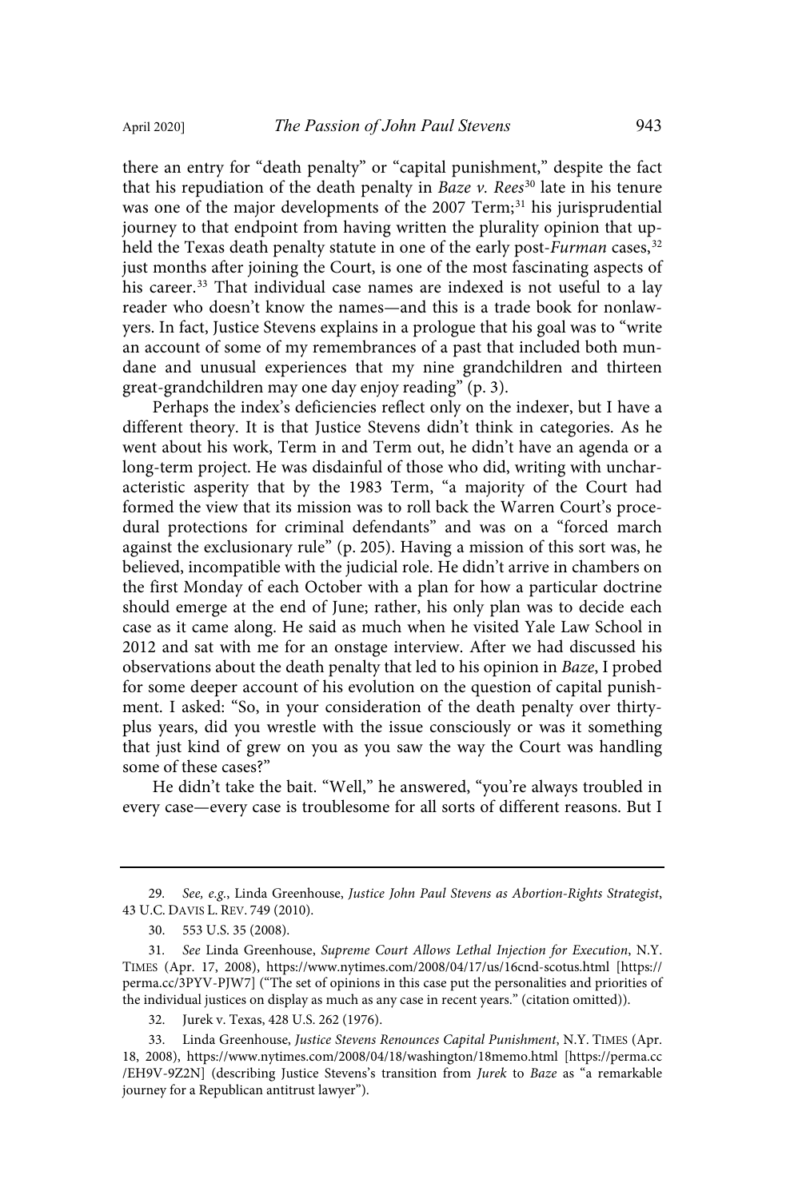there an entry for "death penalty" or "capital punishment," despite the fact that his repudiation of the death penalty in *Baze v. Rees*[30] late in his tenure was one of the major developments of the 2007 Term;[31] his jurisprudential journey to that endpoint from having written the plurality opinion that upheld the Texas death penalty statute in one of the early post-*Furman* cases,[32] just months after joining the Court, is one of the most fascinating aspects of his career.[33] That individual case names are indexed is not useful to a lay reader who doesn't know the names—and this is a trade book for nonlawyers. In fact, Justice Stevens explains in a prologue that his goal was to "write an account of some of my remembrances of a past that included both mundane and unusual experiences that my nine grandchildren and thirteen great-grandchildren may one day enjoy reading" (p. 3).

Perhaps the index's deficiencies reflect only on the indexer, but I have a different theory. It is that Justice Stevens didn't think in categories. As he went about his work, Term in and Term out, he didn't have an agenda or a long-term project. He was disdainful of those who did, writing with uncharacteristic asperity that by the 1983 Term, "a majority of the Court had formed the view that its mission was to roll back the Warren Court's procedural protections for criminal defendants" and was on a "forced march against the exclusionary rule" (p. 205). Having a mission of this sort was, he believed, incompatible with the judicial role. He didn't arrive in chambers on the first Monday of each October with a plan for how a particular doctrine should emerge at the end of June; rather, his only plan was to decide each case as it came along. He said as much when he visited Yale Law School in 2012 and sat with me for an onstage interview. After we had discussed his observations about the death penalty that led to his opinion in *Baze*, I probed for some deeper account of his evolution on the question of capital punishment. I asked: "So, in your consideration of the death penalty over thirty-plus years, did you wrestle with the issue consciously or was it something that just kind of grew on you as you saw the way the Court was handling some of these cases?"

He didn't take the bait. "Well," he answered, "you're always troubled in every case—every case is troublesome for all sorts of different reasons. But I

---

29. *See, e.g.*, Linda Greenhouse, *Justice John Paul Stevens as Abortion-Rights Strategist*, 43 U.C. DAVIS L. REV. 749 (2010).

30. 553 U.S. 35 (2008).

31. *See* Linda Greenhouse, *Supreme Court Allows Lethal Injection for Execution*, N.Y. TIMES (Apr. 17, 2008), https://www.nytimes.com/2008/04/17/us/16cnd-scotus.html [https://perma.cc/3PYV-PJW7] ("The set of opinions in this case put the personalities and priorities of the individual justices on display as much as any case in recent years." (citation omitted)).

32. Jurek v. Texas, 428 U.S. 262 (1976).

33. Linda Greenhouse, *Justice Stevens Renounces Capital Punishment*, N.Y. TIMES (Apr. 18, 2008), https://www.nytimes.com/2008/04/18/washington/18memo.html [https://perma.cc/EH9V-9Z2N] (describing Justice Stevens's transition from *Jurek* to *Baze* as "a remarkable journey for a Republican antitrust lawyer").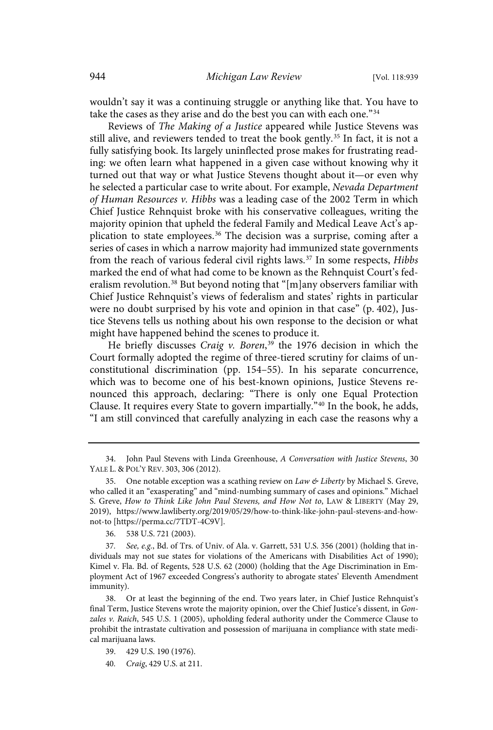wouldn't say it was a continuing struggle or anything like that. You have to take the cases as they arise and do the best you can with each one."[34]

Reviews of *The Making of a Justice* appeared while Justice Stevens was still alive, and reviewers tended to treat the book gently.[35] In fact, it is not a fully satisfying book. Its largely uninflected prose makes for frustrating reading: we often learn what happened in a given case without knowing why it turned out that way or what Justice Stevens thought about it—or even why he selected a particular case to write about. For example, *Nevada Department of Human Resources v. Hibbs* was a leading case of the 2002 Term in which Chief Justice Rehnquist broke with his conservative colleagues, writing the majority opinion that upheld the federal Family and Medical Leave Act's application to state employees.[36] The decision was a surprise, coming after a series of cases in which a narrow majority had immunized state governments from the reach of various federal civil rights laws.[37] In some respects, *Hibbs* marked the end of what had come to be known as the Rehnquist Court's federalism revolution.[38] But beyond noting that "[m]any observers familiar with Chief Justice Rehnquist's views of federalism and states' rights in particular were no doubt surprised by his vote and opinion in that case" (p. 402), Justice Stevens tells us nothing about his own response to the decision or what might have happened behind the scenes to produce it.

He briefly discusses *Craig v. Boren*,[39] the 1976 decision in which the Court formally adopted the regime of three-tiered scrutiny for claims of unconstitutional discrimination (pp. 154–55). In his separate concurrence, which was to become one of his best-known opinions, Justice Stevens renounced this approach, declaring: "There is only one Equal Protection Clause. It requires every State to govern impartially."[40] In the book, he adds, "I am still convinced that carefully analyzing in each case the reasons why a

---

34. John Paul Stevens with Linda Greenhouse, *A Conversation with Justice Stevens*, 30 YALE L. & POL'Y REV. 303, 306 (2012).

35. One notable exception was a scathing review on *Law & Liberty* by Michael S. Greve, who called it an "exasperating" and "mind-numbing summary of cases and opinions." Michael S. Greve, *How to Think Like John Paul Stevens, and How Not to*, LAW & LIBERTY (May 29, 2019), https://www.lawliberty.org/2019/05/29/how-to-think-like-john-paul-stevens-and-how-not-to [https://perma.cc/7TDT-4C9V].

36. 538 U.S. 721 (2003).

37. *See, e.g.*, Bd. of Trs. of Univ. of Ala. v. Garrett, 531 U.S. 356 (2001) (holding that individuals may not sue states for violations of the Americans with Disabilities Act of 1990); Kimel v. Fla. Bd. of Regents, 528 U.S. 62 (2000) (holding that the Age Discrimination in Employment Act of 1967 exceeded Congress's authority to abrogate states' Eleventh Amendment immunity).

38. Or at least the beginning of the end. Two years later, in Chief Justice Rehnquist's final Term, Justice Stevens wrote the majority opinion, over the Chief Justice's dissent, in *Gonzales v. Raich*, 545 U.S. 1 (2005), upholding federal authority under the Commerce Clause to prohibit the intrastate cultivation and possession of marijuana in compliance with state medical marijuana laws.

39. 429 U.S. 190 (1976).

40. *Craig*, 429 U.S. at 211.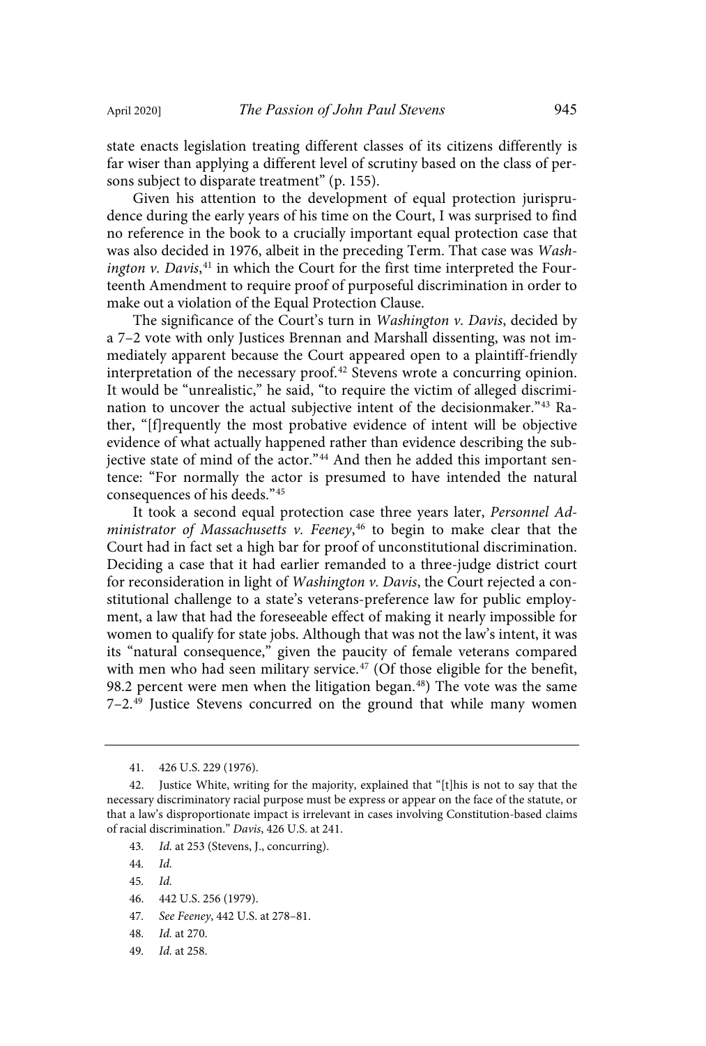state enacts legislation treating different classes of its citizens differently is far wiser than applying a different level of scrutiny based on the class of persons subject to disparate treatment" (p. 155).

Given his attention to the development of equal protection jurisprudence during the early years of his time on the Court, I was surprised to find no reference in the book to a crucially important equal protection case that was also decided in 1976, albeit in the preceding Term. That case was *Washington v. Davis*,[41] in which the Court for the first time interpreted the Fourteenth Amendment to require proof of purposeful discrimination in order to make out a violation of the Equal Protection Clause.

The significance of the Court's turn in *Washington v. Davis*, decided by a 7–2 vote with only Justices Brennan and Marshall dissenting, was not immediately apparent because the Court appeared open to a plaintiff-friendly interpretation of the necessary proof.[42] Stevens wrote a concurring opinion. It would be "unrealistic," he said, "to require the victim of alleged discrimination to uncover the actual subjective intent of the decisionmaker."[43] Rather, "[f]requently the most probative evidence of intent will be objective evidence of what actually happened rather than evidence describing the subjective state of mind of the actor."[44] And then he added this important sentence: "For normally the actor is presumed to have intended the natural consequences of his deeds."[45]

It took a second equal protection case three years later, *Personnel Administrator of Massachusetts v. Feeney*,[46] to begin to make clear that the Court had in fact set a high bar for proof of unconstitutional discrimination. Deciding a case that it had earlier remanded to a three-judge district court for reconsideration in light of *Washington v. Davis*, the Court rejected a constitutional challenge to a state's veterans-preference law for public employment, a law that had the foreseeable effect of making it nearly impossible for women to qualify for state jobs. Although that was not the law's intent, it was its "natural consequence," given the paucity of female veterans compared with men who had seen military service.[47] (Of those eligible for the benefit, 98.2 percent were men when the litigation began.[48]) The vote was the same 7–2.[49] Justice Stevens concurred on the ground that while many women

---

41. 426 U.S. 229 (1976).

42. Justice White, writing for the majority, explained that "[t]his is not to say that the necessary discriminatory racial purpose must be express or appear on the face of the statute, or that a law's disproportionate impact is irrelevant in cases involving Constitution-based claims of racial discrimination." *Davis*, 426 U.S. at 241.

43. *Id.* at 253 (Stevens, J., concurring).

44. *Id.*

45. *Id.*

46. 442 U.S. 256 (1979).

47. *See Feeney*, 442 U.S. at 278–81.

48. *Id.* at 270.

49. *Id.* at 258.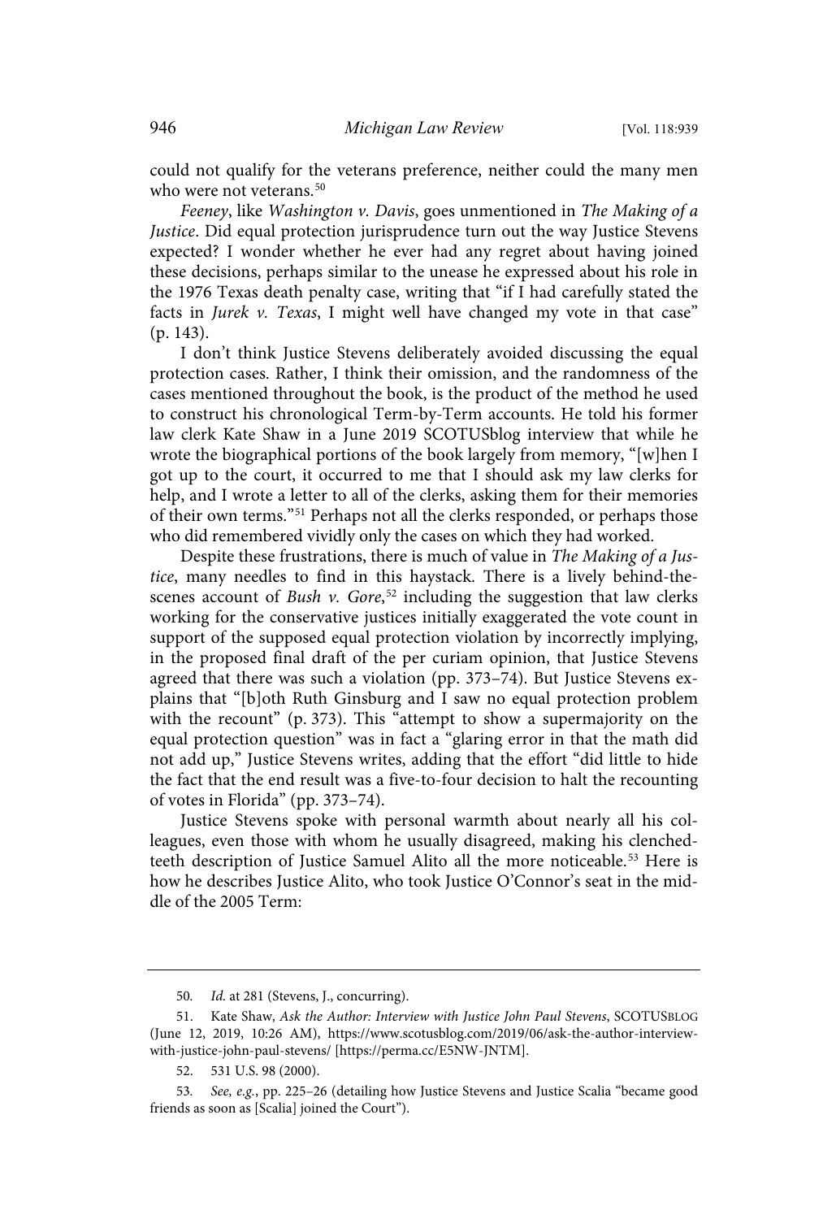could not qualify for the veterans preference, neither could the many men who were not veterans.[50]

*Feeney*, like *Washington v. Davis*, goes unmentioned in *The Making of a Justice*. Did equal protection jurisprudence turn out the way Justice Stevens expected? I wonder whether he ever had any regret about having joined these decisions, perhaps similar to the unease he expressed about his role in the 1976 Texas death penalty case, writing that "if I had carefully stated the facts in *Jurek v. Texas*, I might well have changed my vote in that case" (p. 143).

I don't think Justice Stevens deliberately avoided discussing the equal protection cases. Rather, I think their omission, and the randomness of the cases mentioned throughout the book, is the product of the method he used to construct his chronological Term-by-Term accounts. He told his former law clerk Kate Shaw in a June 2019 SCOTUSblog interview that while he wrote the biographical portions of the book largely from memory, "[w]hen I got up to the court, it occurred to me that I should ask my law clerks for help, and I wrote a letter to all of the clerks, asking them for their memories of their own terms."[51] Perhaps not all the clerks responded, or perhaps those who did remembered vividly only the cases on which they had worked.

Despite these frustrations, there is much of value in *The Making of a Justice*, many needles to find in this haystack. There is a lively behind-the-scenes account of *Bush v. Gore*,[52] including the suggestion that law clerks working for the conservative justices initially exaggerated the vote count in support of the supposed equal protection violation by incorrectly implying, in the proposed final draft of the per curiam opinion, that Justice Stevens agreed that there was such a violation (pp. 373–74). But Justice Stevens explains that "[b]oth Ruth Ginsburg and I saw no equal protection problem with the recount" (p. 373). This "attempt to show a supermajority on the equal protection question" was in fact a "glaring error in that the math did not add up," Justice Stevens writes, adding that the effort "did little to hide the fact that the end result was a five-to-four decision to halt the recounting of votes in Florida" (pp. 373–74).

Justice Stevens spoke with personal warmth about nearly all his colleagues, even those with whom he usually disagreed, making his clenched-teeth description of Justice Samuel Alito all the more noticeable.[53] Here is how he describes Justice Alito, who took Justice O'Connor's seat in the middle of the 2005 Term:

---

50. *Id.* at 281 (Stevens, J., concurring).

51. Kate Shaw, *Ask the Author: Interview with Justice John Paul Stevens*, SCOTUSBLOG (June 12, 2019, 10:26 AM), https://www.scotusblog.com/2019/06/ask-the-author-interview-with-justice-john-paul-stevens/ [https://perma.cc/E5NW-JNTM].

52. 531 U.S. 98 (2000).

53. *See, e.g.*, pp. 225–26 (detailing how Justice Stevens and Justice Scalia "became good friends as soon as [Scalia] joined the Court").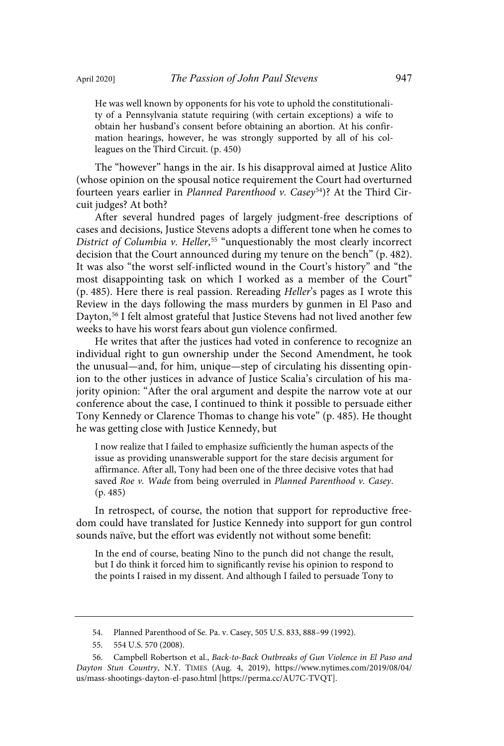> He was well known by opponents for his vote to uphold the constitutionality of a Pennsylvania statute requiring (with certain exceptions) a wife to obtain her husband's consent before obtaining an abortion. At his confirmation hearings, however, he was strongly supported by all of his colleagues on the Third Circuit. (p. 450)

The "however" hangs in the air. Is his disapproval aimed at Justice Alito (whose opinion on the spousal notice requirement the Court had overturned fourteen years earlier in *Planned Parenthood v. Casey*[54])? At the Third Circuit judges? At both?

After several hundred pages of largely judgment-free descriptions of cases and decisions, Justice Stevens adopts a different tone when he comes to *District of Columbia v. Heller*,[55] "unquestionably the most clearly incorrect decision that the Court announced during my tenure on the bench" (p. 482). It was also "the worst self-inflicted wound in the Court's history" and "the most disappointing task on which I worked as a member of the Court" (p. 485). Here there is real passion. Rereading *Heller*'s pages as I wrote this Review in the days following the mass murders by gunmen in El Paso and Dayton,[56] I felt almost grateful that Justice Stevens had not lived another few weeks to have his worst fears about gun violence confirmed.

He writes that after the justices had voted in conference to recognize an individual right to gun ownership under the Second Amendment, he took the unusual—and, for him, unique—step of circulating his dissenting opinion to the other justices in advance of Justice Scalia's circulation of his majority opinion: "After the oral argument and despite the narrow vote at our conference about the case, I continued to think it possible to persuade either Tony Kennedy or Clarence Thomas to change his vote" (p. 485). He thought he was getting close with Justice Kennedy, but

> I now realize that I failed to emphasize sufficiently the human aspects of the issue as providing unanswerable support for the stare decisis argument for affirmance. After all, Tony had been one of the three decisive votes that had saved *Roe v. Wade* from being overruled in *Planned Parenthood v. Casey*. (p. 485)

In retrospect, of course, the notion that support for reproductive freedom could have translated for Justice Kennedy into support for gun control sounds naïve, but the effort was evidently not without some benefit:

> In the end of course, beating Nino to the punch did not change the result, but I do think it forced him to significantly revise his opinion to respond to the points I raised in my dissent. And although I failed to persuade Tony to

---

54. Planned Parenthood of Se. Pa. v. Casey, 505 U.S. 833, 888–99 (1992).

55. 554 U.S. 570 (2008).

56. Campbell Robertson et al., *Back-to-Back Outbreaks of Gun Violence in El Paso and Dayton Stun Country*, N.Y. TIMES (Aug. 4, 2019), https://www.nytimes.com/2019/08/04/us/mass-shootings-dayton-el-paso.html [https://perma.cc/AU7C-TVQT].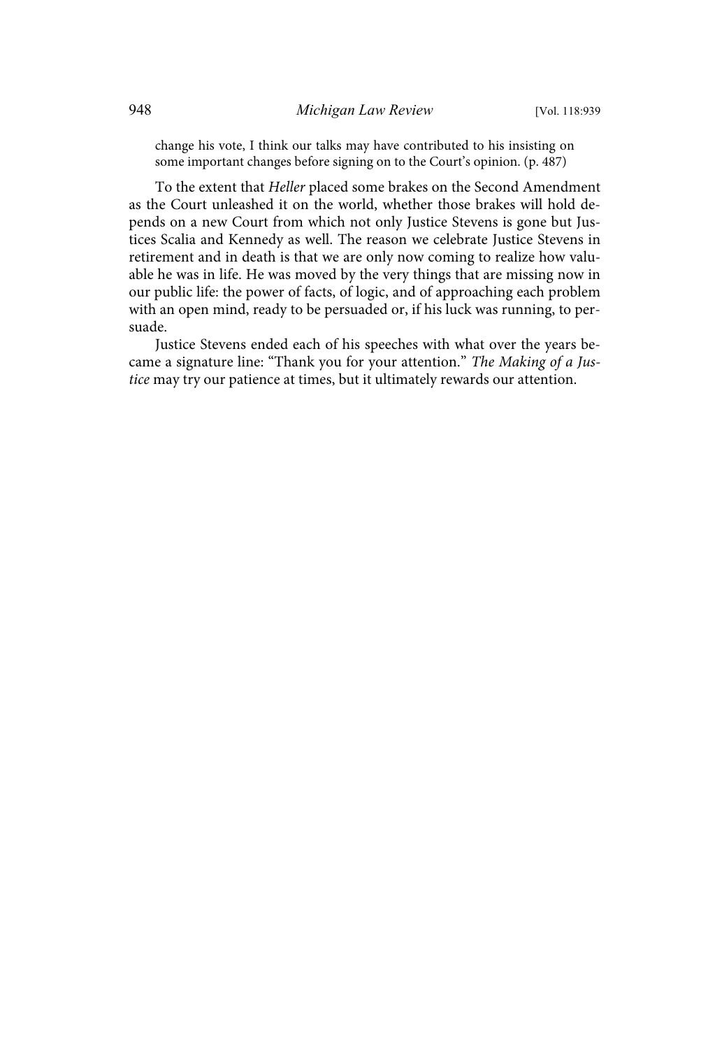> change his vote, I think our talks may have contributed to his insisting on some important changes before signing on to the Court's opinion. (p. 487)

To the extent that *Heller* placed some brakes on the Second Amendment as the Court unleashed it on the world, whether those brakes will hold depends on a new Court from which not only Justice Stevens is gone but Justices Scalia and Kennedy as well. The reason we celebrate Justice Stevens in retirement and in death is that we are only now coming to realize how valuable he was in life. He was moved by the very things that are missing now in our public life: the power of facts, of logic, and of approaching each problem with an open mind, ready to be persuaded or, if his luck was running, to persuade.

Justice Stevens ended each of his speeches with what over the years became a signature line: "Thank you for your attention." *The Making of a Justice* may try our patience at times, but it ultimately rewards our attention.